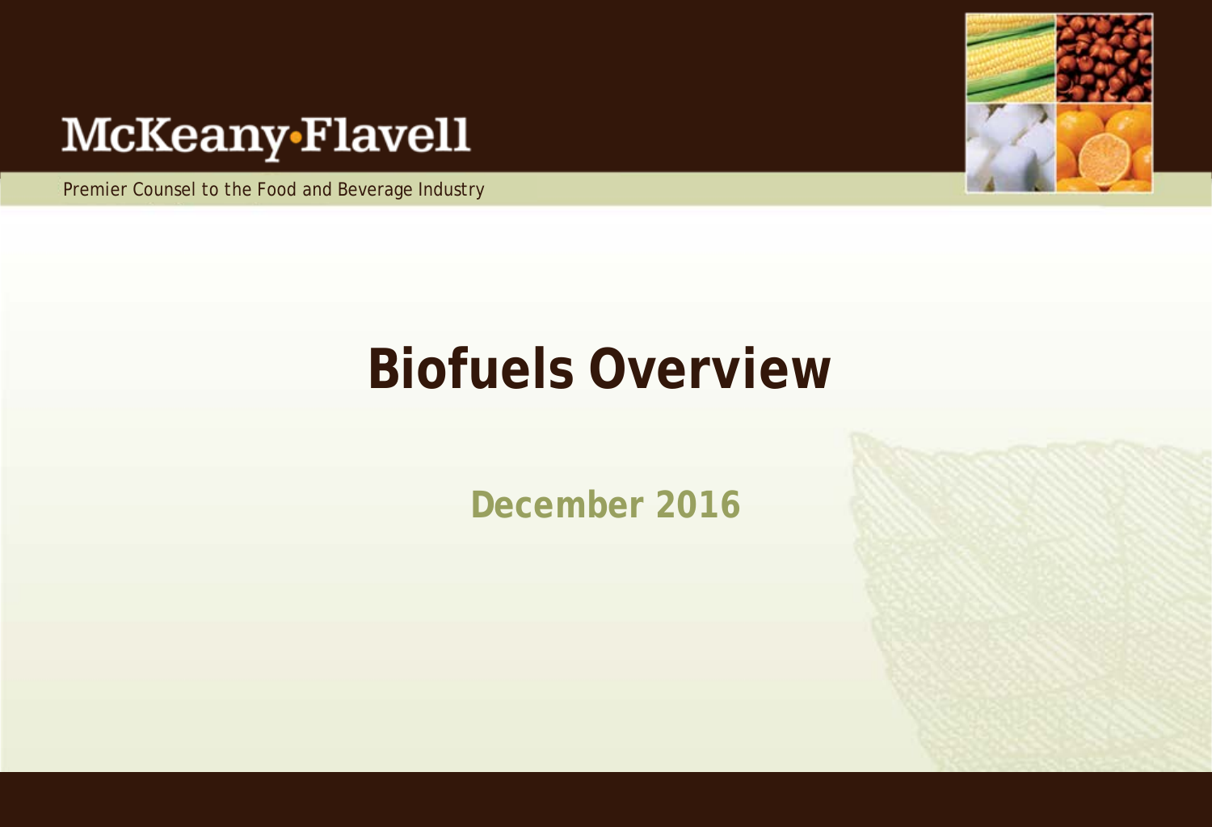McKeany·Flavell

Premier Counsel to the Food and Beverage Industry

# Biofuels Overview

**December 2016**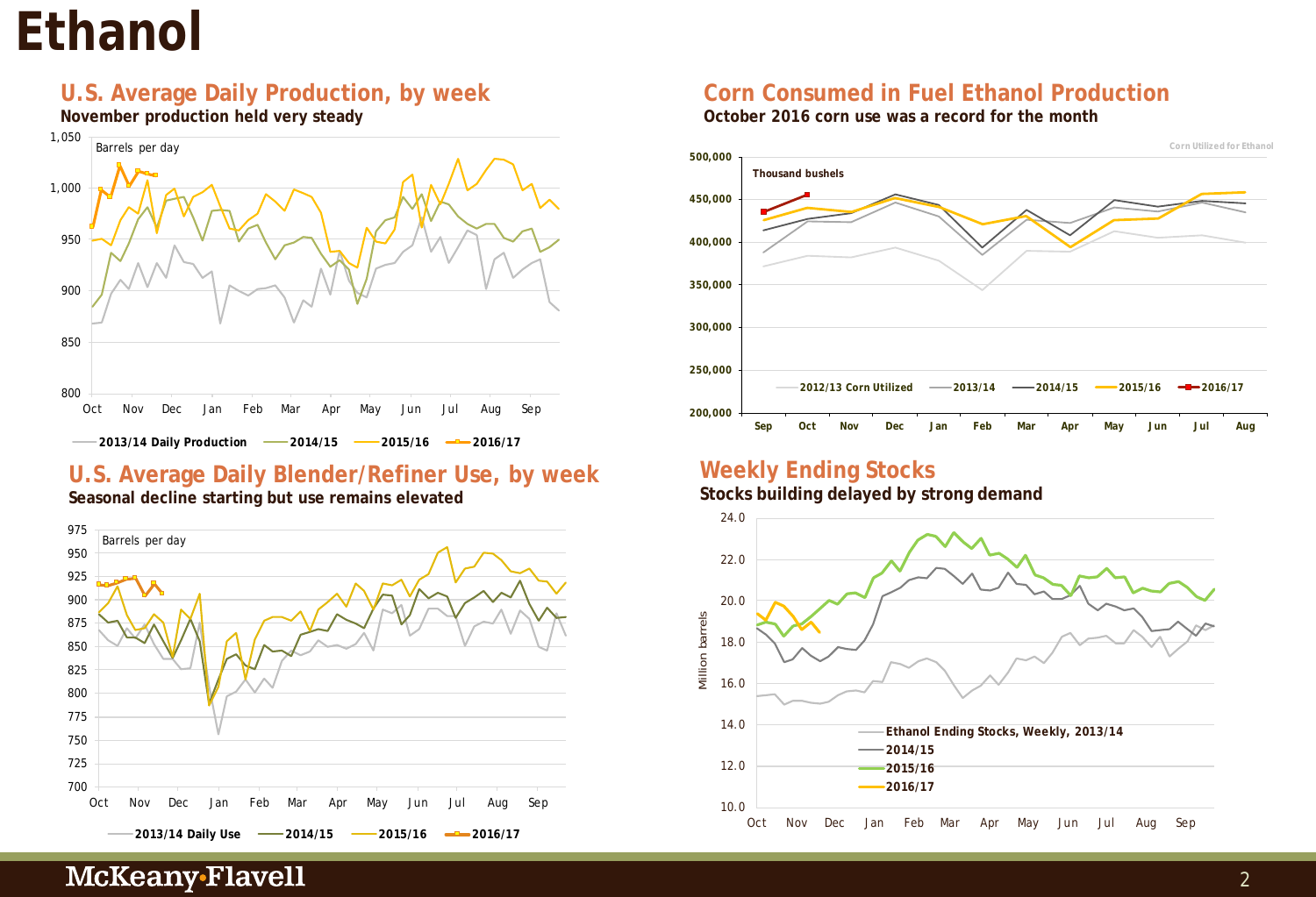# Ethanol

## U.S. Average Daily Production, by week

**November production held very steady**

Barrels per day

2013/14 Daily Production | 2014/15 | 2015/16 | 2016/17

## Corn Consumed in Fuel Ethanol Production

**October 2016 corn use was a record for the month**

Corn Utilized for Ethanol

Thousand bushels

2012/13 Corn Utilized | 2013/14 | 2014/15 | 2015/16 | 2016/17

## U.S. Average Daily Blender/Refiner Use, by week

**Seasonal decline starting but use remains elevated**

Barrels per day

2013/14 Daily Use | 2014/15 | 2015/16 | 2016/17

## Weekly Ending Stocks

**Stocks building delayed by strong demand**

Million barrels

Ethanol Ending Stocks, Weekly, 2013/14 | 2014/15 | 2015/16 | 2016/17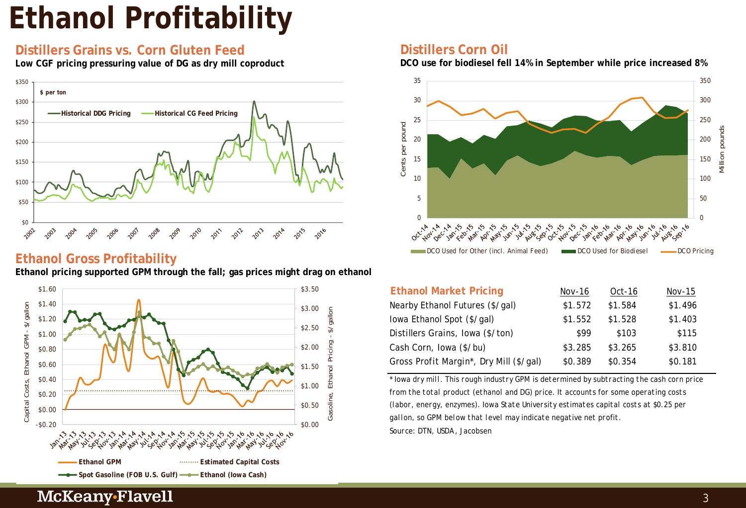# Ethanol Profitability

## Distillers Grains vs. Corn Gluten Feed

**Low CGF pricing pressuring value of DG as dry mill coproduct**

## Distillers Corn Oil

**DCO use for biodiesel fell 14% in September while price increased 8%**

## Ethanol Gross Profitability

**Ethanol pricing supported GPM through the fall; gas prices might drag on ethanol**

| Ethanol Market Pricing | Nov-16 | Oct-16 | Nov-15 |
|---|---|---|---|
| Nearby Ethanol Futures ($/gal) | $1.572 | $1.584 | $1.496 |
| Iowa Ethanol Spot ($/gal) | $1.552 | $1.528 | $1.403 |
| Distillers Grains, Iowa ($/ton) | $99 | $103 | $115 |
| Cash Corn, Iowa ($/bu) | $3.285 | $3.265 | $3.810 |
| Gross Profit Margin*, Dry Mill ($/gal) | $0.389 | $0.354 | $0.181 |

*Iowa dry mill. This rough industry GPM is determined by subtracting the cash corn price from the total product (ethanol and DG) price. It accounts for some operating costs (labor, energy, enzymes). Iowa State University estimates capital costs at $0.25 per gallon, so GPM below that level may indicate negative net profit.

Source: DTN, USDA, Jacobsen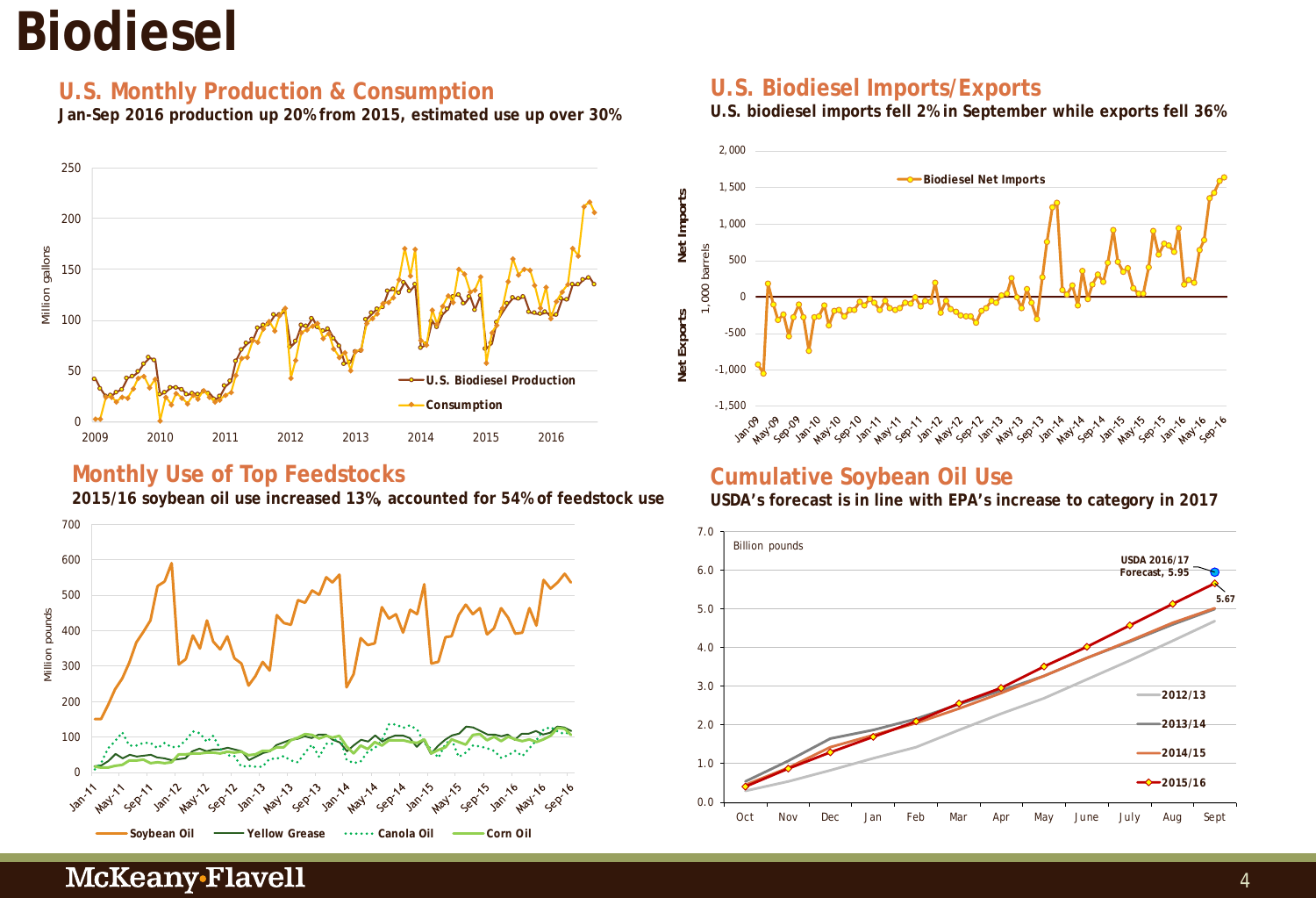# Biodiesel

## U.S. Monthly Production & Consumption

**Jan-Sep 2016 production up 20% from 2015, estimated use up over 30%**

## U.S. Biodiesel Imports/Exports

**U.S. biodiesel imports fell 2% in September while exports fell 36%**

## Monthly Use of Top Feedstocks

**2015/16 soybean oil use increased 13%, accounted for 54% of feedstock use**

## Cumulative Soybean Oil Use

**USDA's forecast is in line with EPA's increase to category in 2017**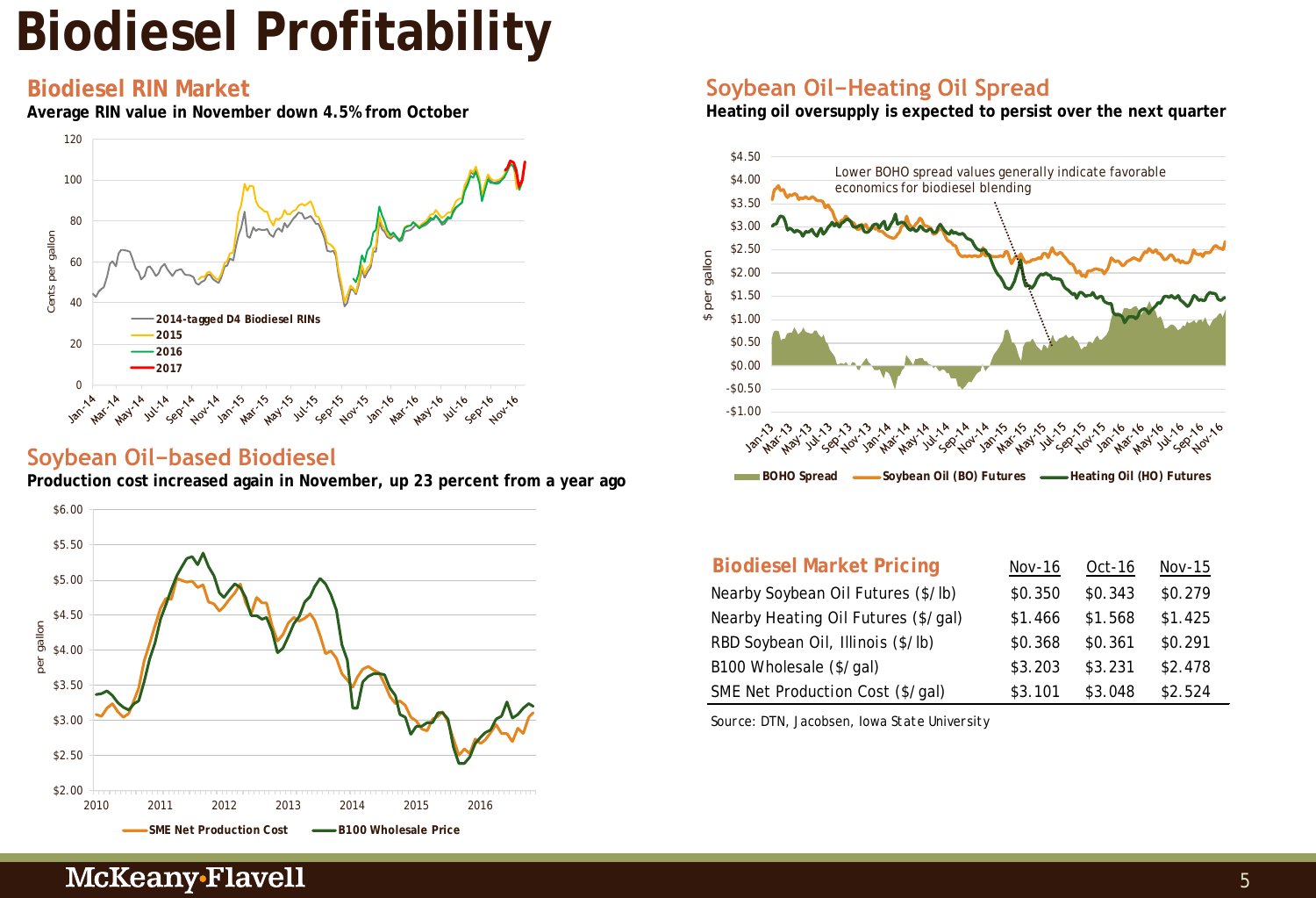# Biodiesel Profitability

## Biodiesel RIN Market

**Average RIN value in November down 4.5% from October**

120
100
80
60
40
20
0

Cents per gallon

2014-tagged D4 Biodiesel RINs
2015
2016
2017

Jan-14 Mar-14 May-14 Jul-14 Sep-14 Nov-14 Jan-15 Mar-15 May-15 Jul-15 Sep-15 Nov-15 Jan-16 Mar-16 May-16 Jul-16 Sep-16 Nov-16

## Soybean Oil–based Biodiesel

**Production cost increased again in November, up 23 percent from a year ago**

$6.00
$5.50
$5.00
$4.50
$4.00
$3.50
$3.00
$2.50
$2.00

per gallon

2010 2011 2012 2013 2014 2015 2016

SME Net Production Cost
B100 Wholesale Price

## Soybean Oil–Heating Oil Spread

**Heating oil oversupply is expected to persist over the next quarter**

$4.50
$4.00
$3.50
$3.00
$2.50
$2.00
$1.50
$1.00
$0.50
$0.00
-$0.50
-$1.00

$ per gallon

Lower BOHO spread values generally indicate favorable economics for biodiesel blending

Jan-13 Mar-13 May-13 Jul-13 Sep-13 Nov-13 Jan-14 Mar-14 May-14 Jul-14 Sep-14 Nov-14 Jan-15 Mar-15 May-15 Jul-15 Sep-15 Nov-15 Jan-16 Mar-16 May-16 Jul-16 Sep-16 Nov-16

BOHO Spread
Soybean Oil (BO) Futures
Heating Oil (HO) Futures

| Biodiesel Market Pricing | Nov-16 | Oct-16 | Nov-15 |
|---|---|---|---|
| Nearby Soybean Oil Futures ($/lb) | $0.350 | $0.343 | $0.279 |
| Nearby Heating Oil Futures ($/gal) | $1.466 | $1.568 | $1.425 |
| RBD Soybean Oil, Illinois ($/lb) | $0.368 | $0.361 | $0.291 |
| B100 Wholesale ($/gal) | $3.203 | $3.231 | $2.478 |
| SME Net Production Cost ($/gal) | $3.101 | $3.048 | $2.524 |

Source: DTN, Jacobsen, Iowa State University